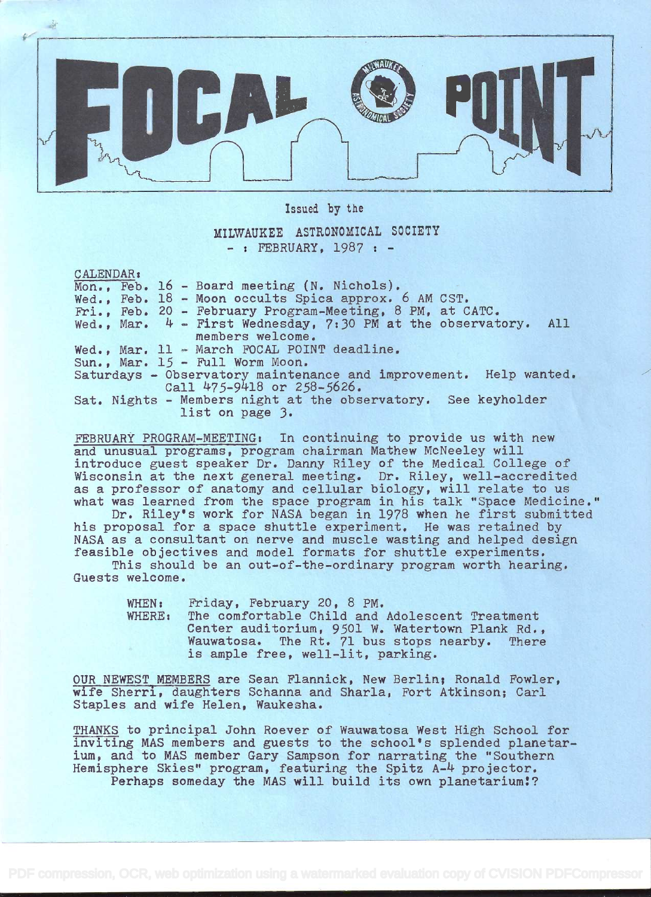# FOCAL POINT

Issued by the

MILWAUKEE ASTRONOMICAL SOCIETY

- : FEBRUARY, 1987 : -

CALENDAR:

Mon., Feb. 16 - Board meeting (N. Nichols).
Wed., Feb. 18 - Moon occults Spica approx. 6 AM CST.
Fri., Feb. 20 - February Program-Meeting, 8 PM, at CATC.
Wed., Mar. 4 - First Wednesday, 7:30 PM at the observatory. All members welcome.
Wed., Mar. 11 - March FOCAL POINT deadline.
Sun., Mar. 15 - Full Worm Moon.
Saturdays - Observatory maintenance and improvement. Help wanted. Call 475-9418 or 258-5626.
Sat. Nights - Members night at the observatory. See keyholder list on page 3.

FEBRUARY PROGRAM-MEETING: In continuing to provide us with new and unusual programs, program chairman Mathew McNeeley will introduce guest speaker Dr. Danny Riley of the Medical College of Wisconsin at the next general meeting. Dr. Riley, well-accredited as a professor of anatomy and cellular biology, will relate to us what was learned from the space program in his talk "Space Medicine."

Dr. Riley's work for NASA began in 1978 when he first submitted his proposal for a space shuttle experiment. He was retained by NASA as a consultant on nerve and muscle wasting and helped design feasible objectives and model formats for shuttle experiments.

This should be an out-of-the-ordinary program worth hearing. Guests welcome.

WHEN: Friday, February 20, 8 PM.
WHERE: The comfortable Child and Adolescent Treatment Center auditorium, 9501 W. Watertown Plank Rd., Wauwatosa. The Rt. 71 bus stops nearby. There is ample free, well-lit, parking.

OUR NEWEST MEMBERS are Sean Flannick, New Berlin; Ronald Fowler, wife Sherri, daughters Schanna and Sharla, Fort Atkinson; Carl Staples and wife Helen, Waukesha.

THANKS to principal John Roever of Wauwatosa West High School for inviting MAS members and guests to the school's splended planetarium, and to MAS member Gary Sampson for narrating the "Southern Hemisphere Skies" program, featuring the Spitz A-4 projector.

Perhaps someday the MAS will build its own planetarium!?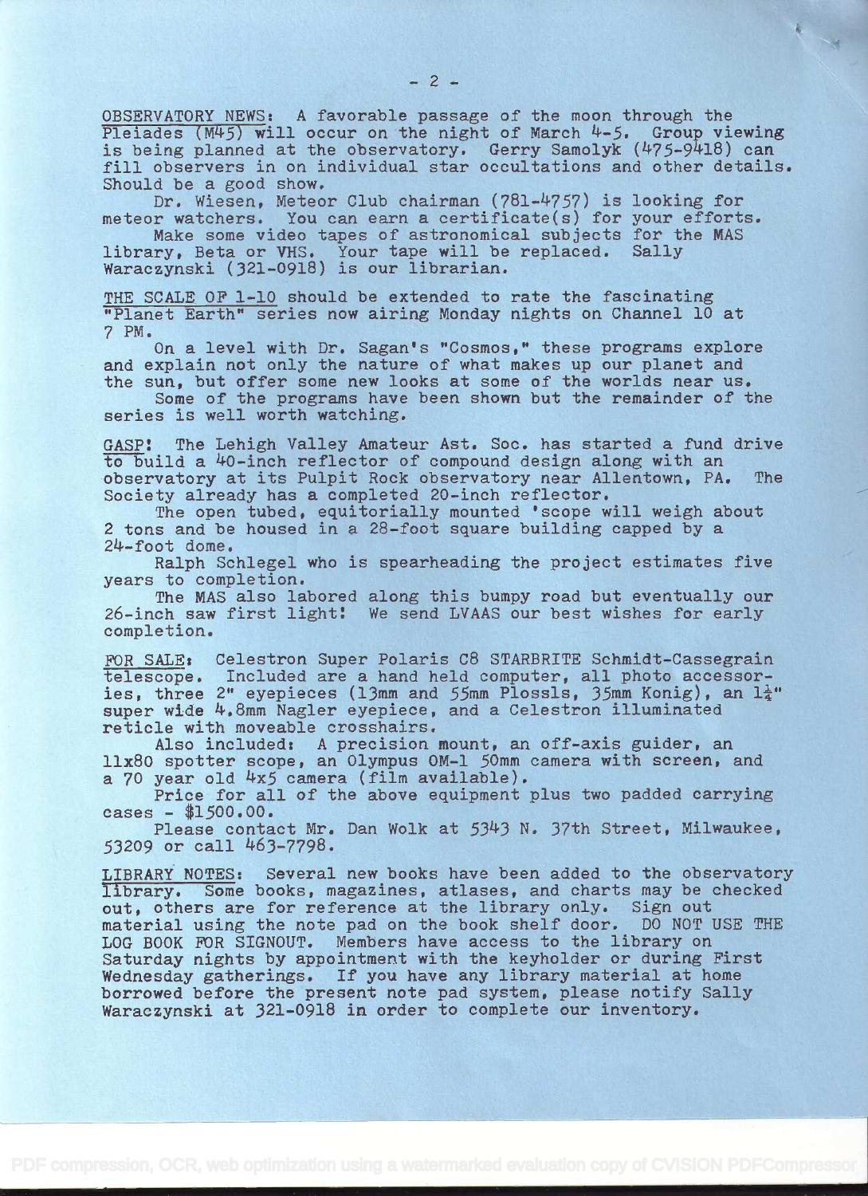<u>OBSERVATORY NEWS</u>: A favorable passage of the moon through the <u>Pleiades (M45)</u> will occur on the night of March 4-5. Group viewing is being planned at the observatory. Gerry Samolyk (475-9418) can fill observers in on individual star occultations and other details. Should be a good show.

Dr. Wiesen, Meteor Club chairman (781-4757) is looking for meteor watchers. You can earn a certificate(s) for your efforts.

Make some video tapes of astronomical subjects for the MAS library, Beta or VHS. Your tape will be replaced. Sally Waraczynski (321-0918) is our librarian.

<u>THE SCALE OF 1-10</u> should be extended to rate the fascinating "Planet Earth" series now airing Monday nights on Channel 10 at 7 PM.

On a level with Dr. Sagan's "Cosmos," these programs explore and explain not only the nature of what makes up our planet and the sun, but offer some new looks at some of the worlds near us.

Some of the programs have been shown but the remainder of the series is well worth watching.

<u>GASP</u>! The Lehigh Valley Amateur Ast. Soc. has started a fund drive to build a 40-inch reflector of compound design along with an observatory at its Pulpit Rock observatory near Allentown, PA. The Society already has a completed 20-inch reflector.

The open tubed, equitorially mounted 'scope will weigh about 2 tons and be housed in a 28-foot square building capped by a 24-foot dome.

Ralph Schlegel who is spearheading the project estimates five years to completion.

The MAS also labored along this bumpy road but eventually our 26-inch saw first light! We send LVAAS our best wishes for early completion.

<u>FOR SALE</u>: Celestron Super Polaris C8 STARBRITE Schmidt-Cassegrain telescope. Included are a hand held computer, all photo accessories, three 2" eyepieces (13mm and 55mm Plossls, 35mm Konig), an 1¼" super wide 4.8mm Nagler eyepiece, and a Celestron illuminated reticle with moveable crosshairs.

Also included: A precision mount, an off-axis guider, an 11x80 spotter scope, an Olympus OM-1 50mm camera with screen, and a 70 year old 4x5 camera (film available).

Price for all of the above equipment plus two padded carrying cases - $1500.00.

Please contact Mr. Dan Wolk at 5343 N. 37th Street, Milwaukee, 53209 or call 463-7798.

<u>LIBRARY NOTES</u>: Several new books have been added to the observatory library. Some books, magazines, atlases, and charts may be checked out, others are for reference at the library only. Sign out material using the note pad on the book shelf door. DO NOT USE THE LOG BOOK FOR SIGNOUT. Members have access to the library on Saturday nights by appointment with the keyholder or during First Wednesday gatherings. If you have any library material at home borrowed before the present note pad system, please notify Sally Waraczynski at 321-0918 in order to complete our inventory.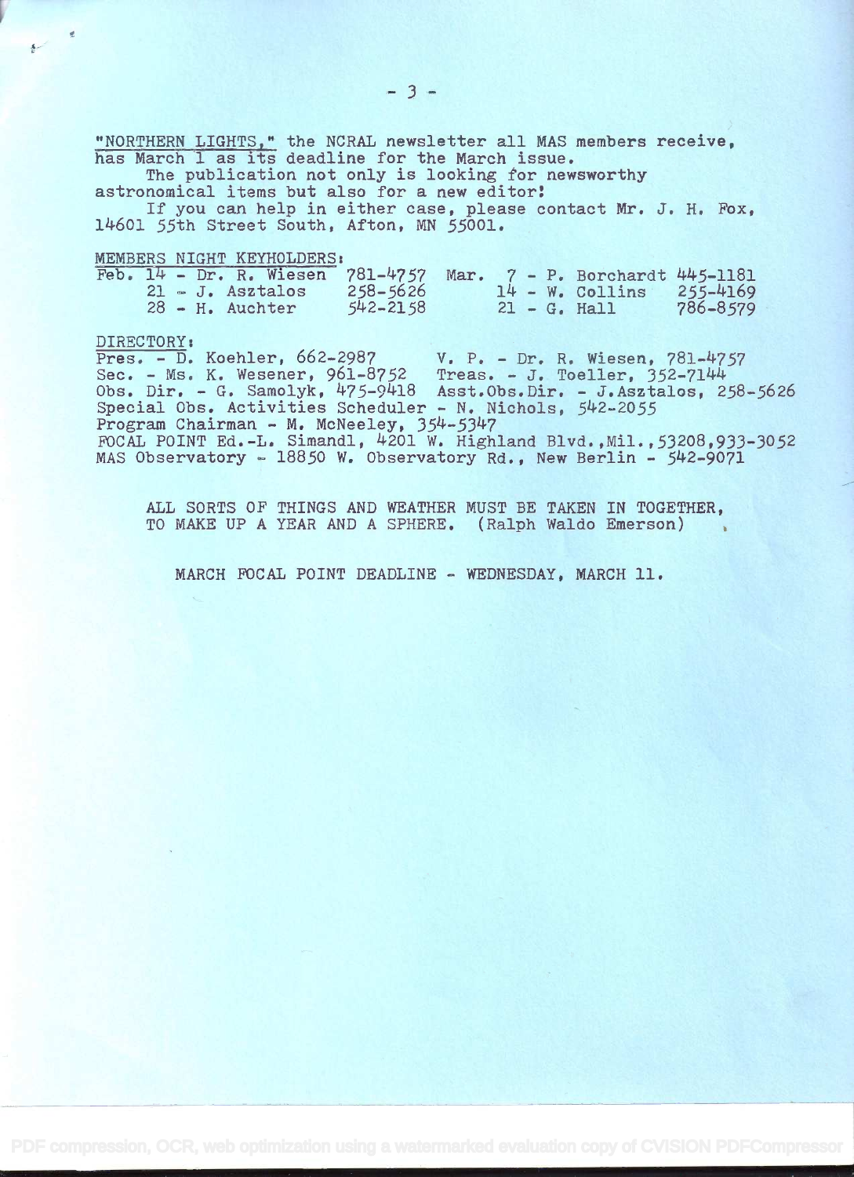"NORTHERN LIGHTS," the NCRAL newsletter all MAS members receive, has March 1 as its deadline for the March issue.

The publication not only is looking for newsworthy astronomical items but also for a new editor!

If you can help in either case, please contact Mr. J. H. Fox, 14601 55th Street South, Afton, MN 55001.

MEMBERS NIGHT KEYHOLDERS:

| | | | | | |
|---|---|---|---|---|---|
| Feb. 14 | Dr. R. Wiesen | 781-4757 | Mar. 7 | P. Borchardt | 445-1181 |
| 21 | J. Asztalos | 258-5626 | 14 | W. Collins | 255-4169 |
| 28 | H. Auchter | 542-2158 | 21 | G. Hall | 786-8579 |

DIRECTORY:

Pres. - D. Koehler, 662-2987  V. P. - Dr. R. Wiesen, 781-4757
Sec. - Ms. K. Wesener, 961-8752  Treas. - J. Toeller, 352-7144
Obs. Dir. - G. Samolyk, 475-9418  Asst.Obs.Dir. - J.Asztalos, 258-5626
Special Obs. Activities Scheduler - N. Nichols, 542-2055
Program Chairman - M. McNeeley, 354-5347
FOCAL POINT Ed.-L. Simandl, 4201 W. Highland Blvd.,Mil.,53208,933-3052
MAS Observatory - 18850 W. Observatory Rd., New Berlin - 542-9071

ALL SORTS OF THINGS AND WEATHER MUST BE TAKEN IN TOGETHER, TO MAKE UP A YEAR AND A SPHERE. (Ralph Waldo Emerson)

MARCH FOCAL POINT DEADLINE - WEDNESDAY, MARCH 11.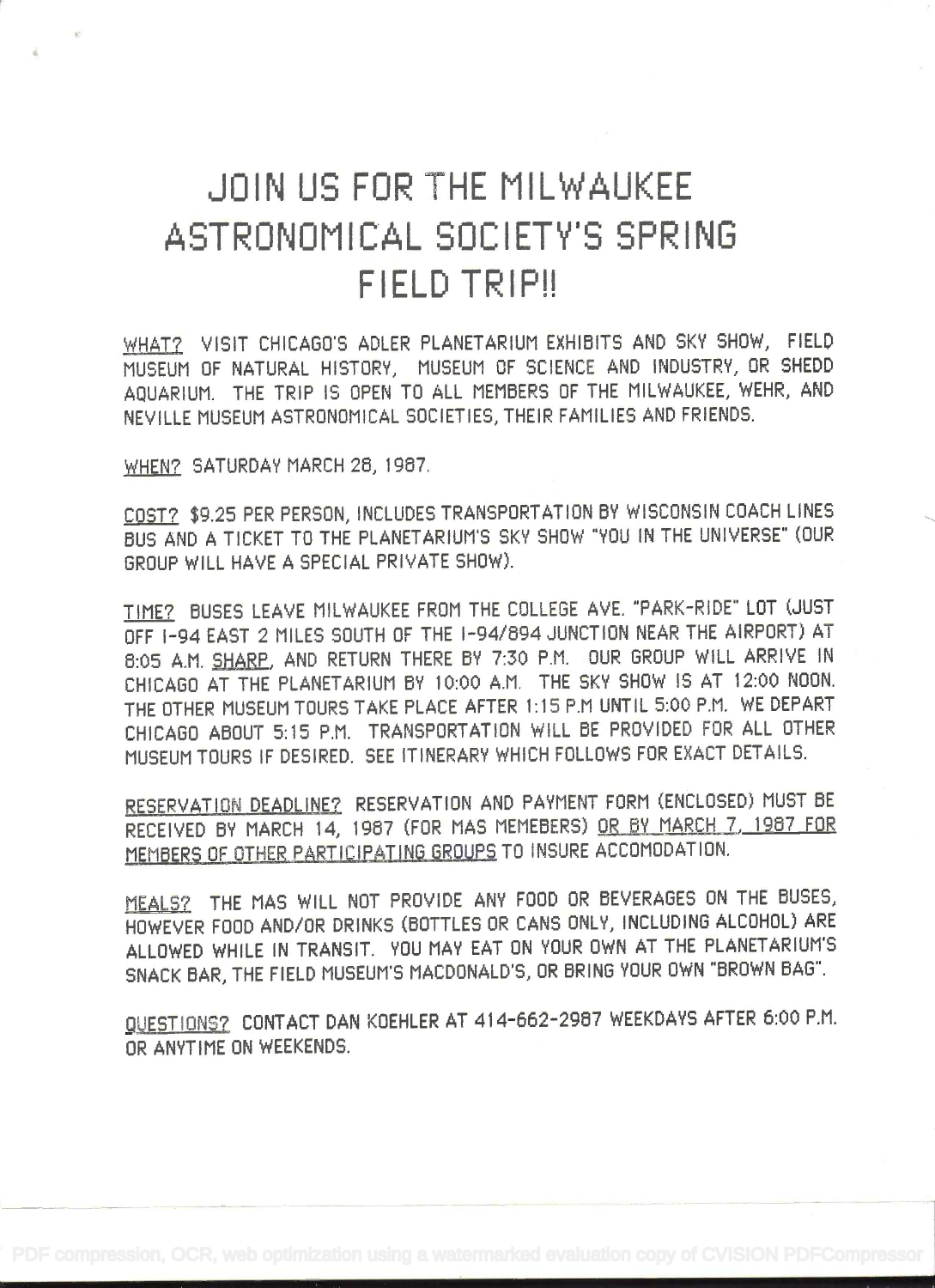# JOIN US FOR THE MILWAUKEE ASTRONOMICAL SOCIETY'S SPRING FIELD TRIP!!

WHAT? VISIT CHICAGO'S ADLER PLANETARIUM EXHIBITS AND SKY SHOW, FIELD MUSEUM OF NATURAL HISTORY, MUSEUM OF SCIENCE AND INDUSTRY, OR SHEDD AQUARIUM. THE TRIP IS OPEN TO ALL MEMBERS OF THE MILWAUKEE, WEHR, AND NEVILLE MUSEUM ASTRONOMICAL SOCIETIES, THEIR FAMILIES AND FRIENDS.

WHEN? SATURDAY MARCH 28, 1987.

COST? $9.25 PER PERSON, INCLUDES TRANSPORTATION BY WISCONSIN COACH LINES BUS AND A TICKET TO THE PLANETARIUM'S SKY SHOW "YOU IN THE UNIVERSE" (OUR GROUP WILL HAVE A SPECIAL PRIVATE SHOW).

TIME? BUSES LEAVE MILWAUKEE FROM THE COLLEGE AVE. "PARK-RIDE" LOT (JUST OFF I-94 EAST 2 MILES SOUTH OF THE I-94/894 JUNCTION NEAR THE AIRPORT) AT 8:05 A.M. SHARP, AND RETURN THERE BY 7:30 P.M. OUR GROUP WILL ARRIVE IN CHICAGO AT THE PLANETARIUM BY 10:00 A.M. THE SKY SHOW IS AT 12:00 NOON. THE OTHER MUSEUM TOURS TAKE PLACE AFTER 1:15 P.M UNTIL 5:00 P.M. WE DEPART CHICAGO ABOUT 5:15 P.M. TRANSPORTATION WILL BE PROVIDED FOR ALL OTHER MUSEUM TOURS IF DESIRED. SEE ITINERARY WHICH FOLLOWS FOR EXACT DETAILS.

RESERVATION DEADLINE? RESERVATION AND PAYMENT FORM (ENCLOSED) MUST BE RECEIVED BY MARCH 14, 1987 (FOR MAS MEMEBERS) OR BY MARCH 7, 1987 FOR MEMBERS OF OTHER PARTICIPATING GROUPS TO INSURE ACCOMODATION.

MEALS? THE MAS WILL NOT PROVIDE ANY FOOD OR BEVERAGES ON THE BUSES, HOWEVER FOOD AND/OR DRINKS (BOTTLES OR CANS ONLY, INCLUDING ALCOHOL) ARE ALLOWED WHILE IN TRANSIT. YOU MAY EAT ON YOUR OWN AT THE PLANETARIUM'S SNACK BAR, THE FIELD MUSEUM'S MACDONALD'S, OR BRING YOUR OWN "BROWN BAG".

QUESTIONS? CONTACT DAN KOEHLER AT 414-662-2987 WEEKDAYS AFTER 6:00 P.M. OR ANYTIME ON WEEKENDS.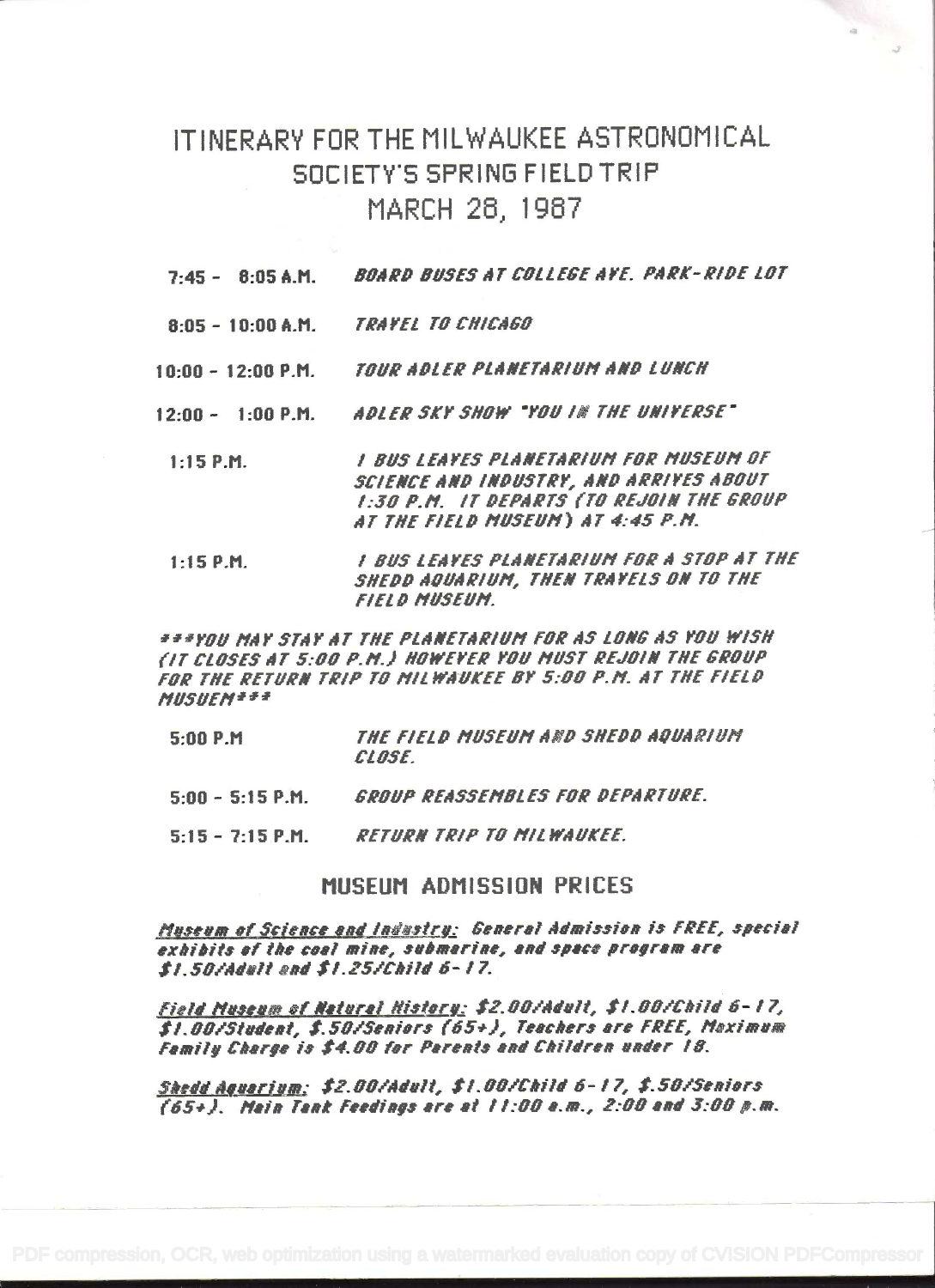# ITINERARY FOR THE MILWAUKEE ASTRONOMICAL SOCIETY'S SPRING FIELD TRIP MARCH 28, 1987

| | |
|---|---|
| 7:45 - 8:05 A.M. | *BOARD BUSES AT COLLEGE AVE. PARK-RIDE LOT* |
| 8:05 - 10:00 A.M. | *TRAVEL TO CHICAGO* |
| 10:00 - 12:00 P.M. | *TOUR ADLER PLANETARIUM AND LUNCH* |
| 12:00 - 1:00 P.M. | *ADLER SKY SHOW "YOU IN THE UNIVERSE"* |
| 1:15 P.M. | *1 BUS LEAVES PLANETARIUM FOR MUSEUM OF SCIENCE AND INDUSTRY, AND ARRIVES ABOUT 1:30 P.M. IT DEPARTS (TO REJOIN THE GROUP AT THE FIELD MUSEUM) AT 4:45 P.M.* |
| 1:15 P.M. | *1 BUS LEAVES PLANETARIUM FOR A STOP AT THE SHEDD AQUARIUM, THEN TRAVELS ON TO THE FIELD MUSEUM.* |

****YOU MAY STAY AT THE PLANETARIUM FOR AS LONG AS YOU WISH (IT CLOSES AT 5:00 P.M.) HOWEVER YOU MUST REJOIN THE GROUP FOR THE RETURN TRIP TO MILWAUKEE BY 5:00 P.M. AT THE FIELD MUSUEM****

| | |
|---|---|
| 5:00 P.M | *THE FIELD MUSEUM AND SHEDD AQUARIUM CLOSE.* |
| 5:00 - 5:15 P.M. | *GROUP REASSEMBLES FOR DEPARTURE.* |
| 5:15 - 7:15 P.M. | *RETURN TRIP TO MILWAUKEE.* |

## MUSEUM ADMISSION PRICES

*Museum of Science and Industry: General Admission is FREE, special exhibits of the coal mine, submarine, and space program are $1.50/Adult and $1.25/Child 6-17.*

*Field Museum of Natural History: $2.00/Adult, $1.00/Child 6-17, $1.00/Student, $.50/Seniors (65+), Teachers are FREE, Maximum Family Charge is $4.00 for Parents and Children under 18.*

*Shedd Aquarium: $2.00/Adult, $1.00/Child 6-17, $.50/Seniors (65+). Main Tank Feedings are at 11:00 a.m., 2:00 and 3:00 p.m.*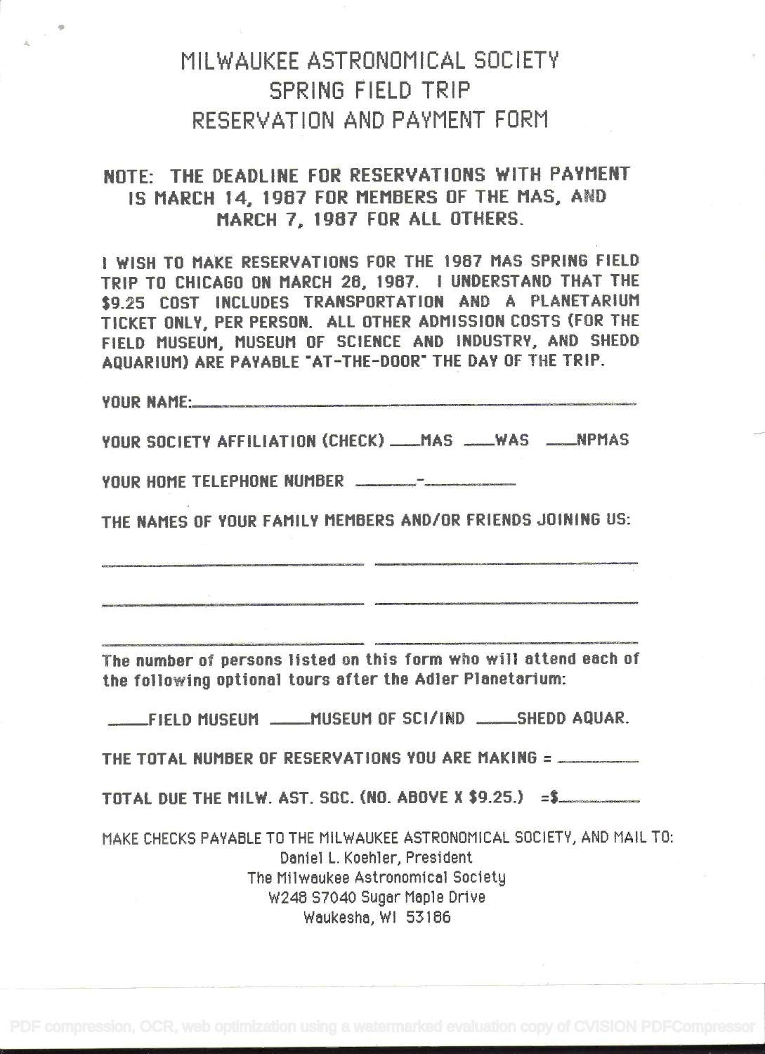# MILWAUKEE ASTRONOMICAL SOCIETY
# SPRING FIELD TRIP
# RESERVATION AND PAYMENT FORM

**NOTE: THE DEADLINE FOR RESERVATIONS WITH PAYMENT IS MARCH 14, 1987 FOR MEMBERS OF THE MAS, AND MARCH 7, 1987 FOR ALL OTHERS.**

**I WISH TO MAKE RESERVATIONS FOR THE 1987 MAS SPRING FIELD TRIP TO CHICAGO ON MARCH 28, 1987. I UNDERSTAND THAT THE $9.25 COST INCLUDES TRANSPORTATION AND A PLANETARIUM TICKET ONLY, PER PERSON. ALL OTHER ADMISSION COSTS (FOR THE FIELD MUSEUM, MUSEUM OF SCIENCE AND INDUSTRY, AND SHEDD AQUARIUM) ARE PAYABLE "AT-THE-DOOR" THE DAY OF THE TRIP.**

**YOUR NAME:**\_\_\_\_\_\_\_\_\_\_\_\_\_\_\_\_\_\_\_\_\_\_\_\_\_\_\_\_\_\_\_\_

**YOUR SOCIETY AFFILIATION (CHECK) \_\_\_MAS \_\_\_WAS \_\_\_NPMAS**

**YOUR HOME TELEPHONE NUMBER \_\_\_\_\_-\_\_\_\_\_\_\_**

**THE NAMES OF YOUR FAMILY MEMBERS AND/OR FRIENDS JOINING US:**

\_\_\_\_\_\_\_\_\_\_\_\_\_\_\_\_\_\_\_\_ \_\_\_\_\_\_\_\_\_\_\_\_\_\_\_\_\_\_\_\_

\_\_\_\_\_\_\_\_\_\_\_\_\_\_\_\_\_\_\_\_ \_\_\_\_\_\_\_\_\_\_\_\_\_\_\_\_\_\_\_\_

\_\_\_\_\_\_\_\_\_\_\_\_\_\_\_\_\_\_\_\_ \_\_\_\_\_\_\_\_\_\_\_\_\_\_\_\_\_\_\_\_

**The number of persons listed on this form who will attend each of the following optional tours after the Adler Planetarium:**

**\_\_\_\_FIELD MUSEUM \_\_\_\_MUSEUM OF SCI/IND \_\_\_\_SHEDD AQUAR.**

**THE TOTAL NUMBER OF RESERVATIONS YOU ARE MAKING = \_\_\_\_\_\_\_**

**TOTAL DUE THE MILW. AST. SOC. (NO. ABOVE X $9.25.) =$\_\_\_\_\_\_\_**

MAKE CHECKS PAYABLE TO THE MILWAUKEE ASTRONOMICAL SOCIETY, AND MAIL TO:

Daniel L. Koehler, President
The Milwaukee Astronomical Society
W248 S7040 Sugar Maple Drive
Waukesha, WI 53186